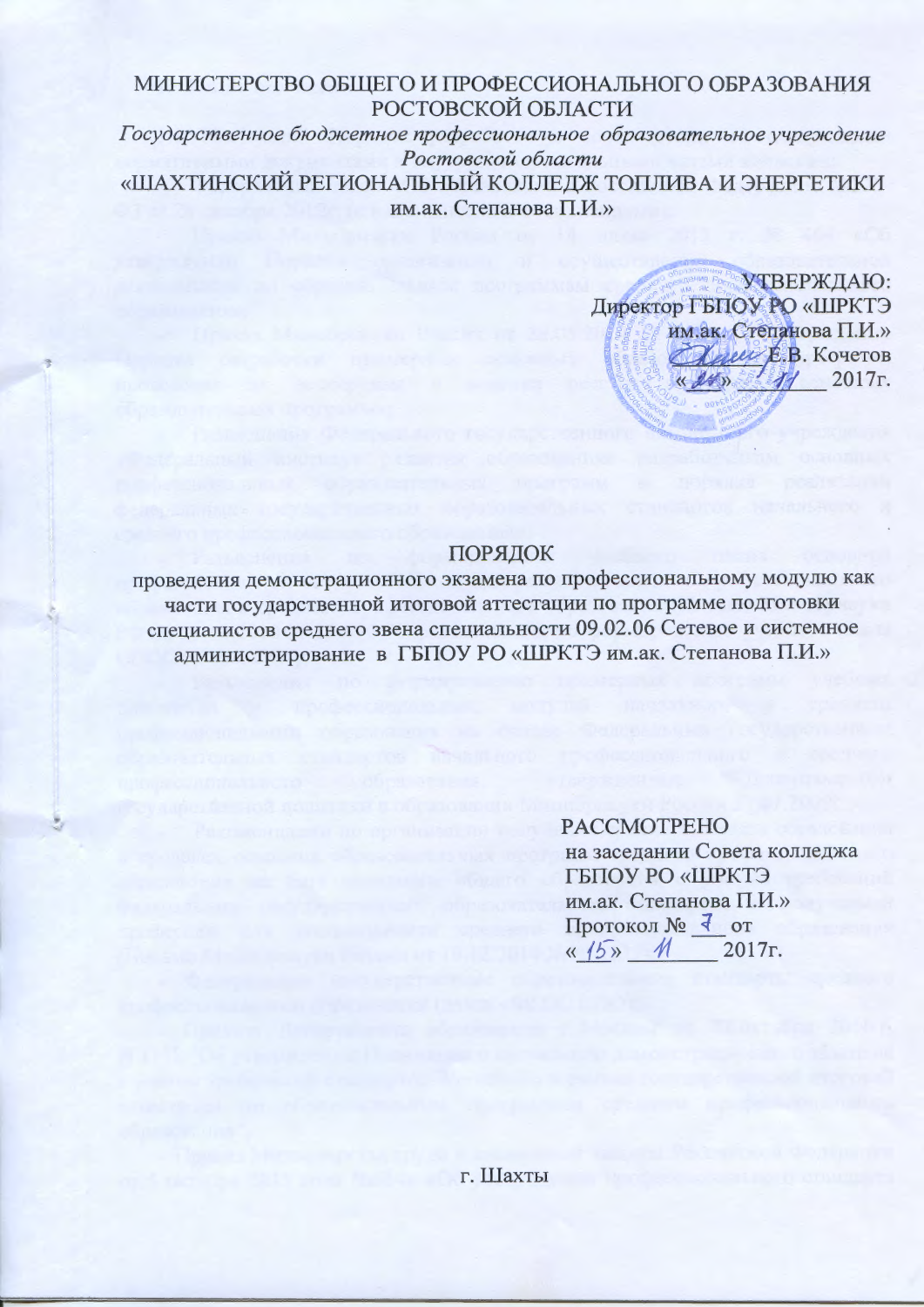МИНИСТЕРСТВО ОБЩЕГО И ПРОФЕССИОНАЛЬНОГО ОБРАЗОВАНИЯ РОСТОВСКОЙ ОБЛАСТИ

*Государственное бюджетное профессиональное образовательное учреждение Ростовской области*

«ШАХТИНСКИЙ РЕГИОНАЛЬНЫЙ КОЛЛЕДЖ ТОПЛИВА И ЭНЕРГЕТИКИ им.ак. Степанова П.И.»

УТВЕРЖДАЮ:
Директор ГБПОУ РО «ШРКТЭ
им.ак. Степанова П.И.»
_______ Е.В. Кочетов
«20» ___11___ 2017г.

# ПОРЯДОК

## проведения демонстрационного экзамена по профессиональному модулю как части государственной итоговой аттестации по программе подготовки специалистов среднего звена специальности 09.02.06 Сетевое и системное администрирование в ГБПОУ РО «ШРКТЭ им.ак. Степанова П.И.»

РАССМОТРЕНО
на заседании Совета колледжа
ГБПОУ РО «ШРКТЭ
им.ак. Степанова П.И.»
Протокол № 7 от
«15» ___11___ 2017г.

г. Шахты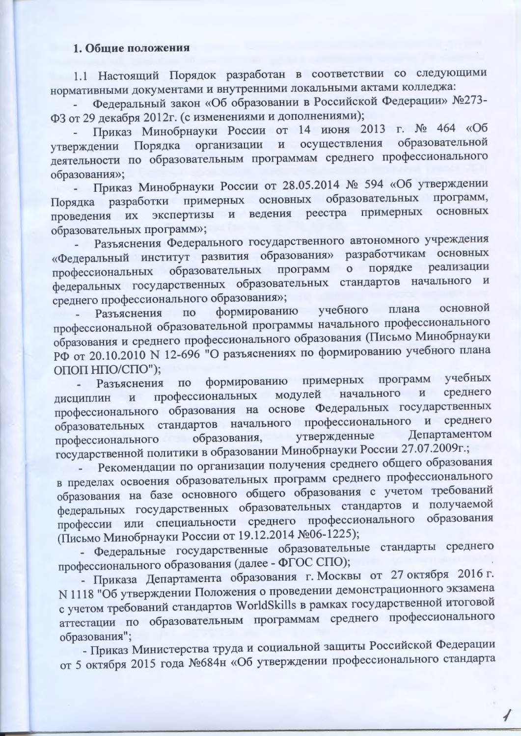## 1. Общие положения

1.1 Настоящий Порядок разработан в соответствии со следующими нормативными документами и внутренними локальными актами колледжа:

- Федеральный закон «Об образовании в Российской Федерации» №273-ФЗ от 29 декабря 2012г. (с изменениями и дополнениями);
- Приказ Минобрнауки России от 14 июня 2013 г. № 464 «Об утверждении Порядка организации и осуществления образовательной деятельности по образовательным программам среднего профессионального образования»;
- Приказ Минобрнауки России от 28.05.2014 № 594 «Об утверждении Порядка разработки примерных основных образовательных программ, проведения их экспертизы и ведения реестра примерных основных образовательных программ»;
- Разъяснения Федерального государственного автономного учреждения «Федеральный институт развития образования» разработчикам основных профессиональных образовательных программ о порядке реализации федеральных государственных образовательных стандартов начального и среднего профессионального образования»;
- Разъяснения по формированию учебного плана основной профессиональной образовательной программы начального профессионального образования и среднего профессионального образования (Письмо Минобрнауки РФ от 20.10.2010 N 12-696 "О разъяснениях по формированию учебного плана ОПОП НПО/СПО");
- Разъяснения по формированию примерных программ учебных дисциплин и профессиональных модулей начального и среднего профессионального образования на основе Федеральных государственных образовательных стандартов начального профессионального и среднего профессионального образования, утвержденные Департаментом государственной политики в образовании Минобрнауки России 27.07.2009г.;
- Рекомендации по организации получения среднего общего образования в пределах освоения образовательных программ среднего профессионального образования на базе основного общего образования с учетом требований федеральных государственных образовательных стандартов и получаемой профессии или специальности среднего профессионального образования (Письмо Минобрнауки России от 19.12.2014 №06-1225);
- Федеральные государственные образовательные стандарты среднего профессионального образования (далее - ФГОС СПО);
- Приказа Департамента образования г. Москвы от 27 октября 2016 г. N 1118 "Об утверждении Положения о проведении демонстрационного экзамена с учетом требований стандартов WorldSkills в рамках государственной итоговой аттестации по образовательным программам среднего профессионального образования";
- Приказ Министерства труда и социальной защиты Российской Федерации от 5 октября 2015 года №684н «Об утверждении профессионального стандарта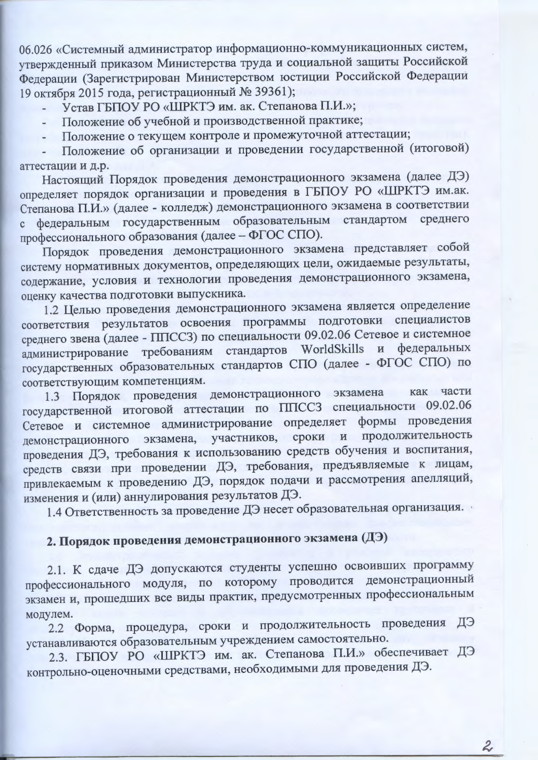06.026 «Системный администратор информационно-коммуникационных систем, утвержденный приказом Министерства труда и социальной защиты Российской Федерации (Зарегистрирован Министерством юстиции Российской Федерации 19 октября 2015 года, регистрационный № 39361);

- Устав ГБПОУ РО «ШРКТЭ им. ак. Степанова П.И.»;
- Положение об учебной и производственной практике;
- Положение о текущем контроле и промежуточной аттестации;
- Положение об организации и проведении государственной (итоговой) аттестации и д.р.

Настоящий Порядок проведения демонстрационного экзамена (далее ДЭ) определяет порядок организации и проведения в ГБПОУ РО «ШРКТЭ им.ак. Степанова П.И.» (далее - колледж) демонстрационного экзамена в соответствии с федеральным государственным образовательным стандартом среднего профессионального образования (далее – ФГОС СПО).

Порядок проведения демонстрационного экзамена представляет собой систему нормативных документов, определяющих цели, ожидаемые результаты, содержание, условия и технологии проведения демонстрационного экзамена, оценку качества подготовки выпускника.

1.2 Целью проведения демонстрационного экзамена является определение соответствия результатов освоения программы подготовки специалистов среднего звена (далее - ППССЗ) по специальности 09.02.06 Сетевое и системное администрирование требованиям стандартов WorldSkills и федеральных государственных образовательных стандартов СПО (далее - ФГОС СПО) по соответствующим компетенциям.

1.3 Порядок проведения демонстрационного экзамена как части государственной итоговой аттестации по ППССЗ специальности 09.02.06 Сетевое и системное администрирование определяет формы проведения демонстрационного экзамена, участников, сроки и продолжительность проведения ДЭ, требования к использованию средств обучения и воспитания, средств связи при проведении ДЭ, требования, предъявляемые к лицам, привлекаемым к проведению ДЭ, порядок подачи и рассмотрения апелляций, изменения и (или) аннулирования результатов ДЭ.

1.4 Ответственность за проведение ДЭ несет образовательная организация.

## 2. Порядок проведения демонстрационного экзамена (ДЭ)

2.1. К сдаче ДЭ допускаются студенты успешно освоивших программу профессионального модуля, по которому проводится демонстрационный экзамен и, прошедших все виды практик, предусмотренных профессиональным модулем.

2.2 Форма, процедура, сроки и продолжительность проведения ДЭ устанавливаются образовательным учреждением самостоятельно.

2.3. ГБПОУ РО «ШРКТЭ им. ак. Степанова П.И.» обеспечивает ДЭ контрольно-оценочными средствами, необходимыми для проведения ДЭ.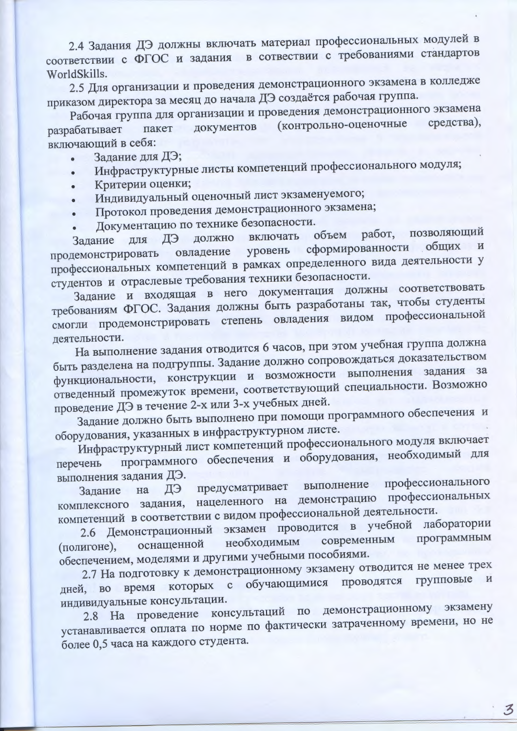2.4 Задания ДЭ должны включать материал профессиональных модулей в соответствии с ФГОС и задания в сотвествии с требованиями стандартов WorldSkills.

2.5 Для организации и проведения демонстрационного экзамена в колледже приказом директора за месяц до начала ДЭ создаётся рабочая группа.

Рабочая группа для организации и проведения демонстрационного экзамена разрабатывает пакет документов (контрольно-оценочные средства), включающий в себя:

- Задание для ДЭ;
- Инфраструктурные листы компетенций профессионального модуля;
- Критерии оценки;
- Индивидуальный оценочный лист экзаменуемого;
- Протокол проведения демонстрационного экзамена;
- Документацию по технике безопасности.

Задание для ДЭ должно включать объем работ, позволяющий продемонстрировать овладение уровень сформированности общих и профессиональных компетенций в рамках определенного вида деятельности у студентов и отраслевые требования техники безопасности.

Задание и входящая в него документация должны соответствовать требованиям ФГОС. Задания должны быть разработаны так, чтобы студенты смогли продемонстрировать степень овладения видом профессиональной деятельности.

На выполнение задания отводится 6 часов, при этом учебная группа должна быть разделена на подгруппы. Задание должно сопровождаться доказательством функциональности, конструкции и возможности выполнения задания за отведенный промежуток времени, соответствующий специальности. Возможно проведение ДЭ в течение 2-х или 3-х учебных дней.

Задание должно быть выполнено при помощи программного обеспечения и оборудования, указанных в инфраструктурном листе.

Инфраструктурный лист компетенций профессионального модуля включает перечень программного обеспечения и оборудования, необходимый для выполнения задания ДЭ.

Задание на ДЭ предусматривает выполнение профессионального комплексного задания, нацеленного на демонстрацию профессиональных компетенций в соответствии с видом профессиональной деятельности.

2.6 Демонстрационный экзамен проводится в учебной лаборатории (полигоне), оснащенной необходимым современным программным обеспечением, моделями и другими учебными пособиями.

2.7 На подготовку к демонстрационному экзамену отводится не менее трех дней, во время которых с обучающимися проводятся групповые и индивидуальные консультации.

2.8 На проведение консультаций по демонстрационному экзамену устанавливается оплата по норме по фактически затраченному времени, но не более 0,5 часа на каждого студента.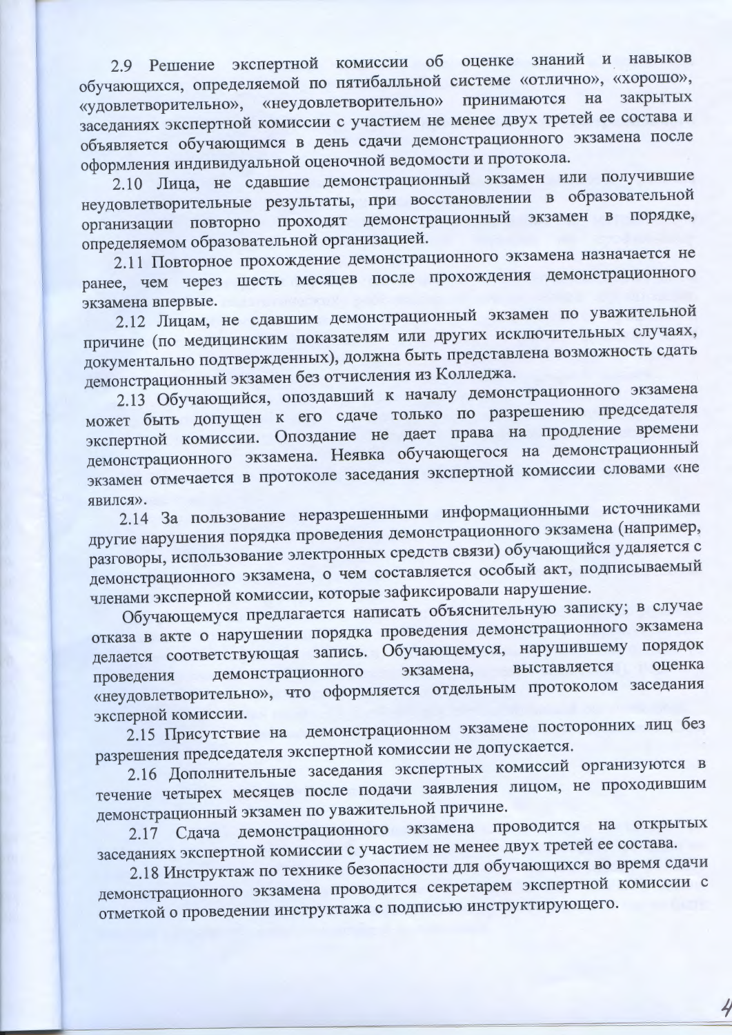2.9 Решение экспертной комиссии об оценке знаний и навыков обучающихся, определяемой по пятибалльной системе «отлично», «хорошо», «удовлетворительно», «неудовлетворительно» принимаются на закрытых заседаниях экспертной комиссии с участием не менее двух третей ее состава и объявляется обучающимся в день сдачи демонстрационного экзамена после оформления индивидуальной оценочной ведомости и протокола.

2.10 Лица, не сдавшие демонстрационный экзамен или получившие неудовлетворительные результаты, при восстановлении в образовательной организации повторно проходят демонстрационный экзамен в порядке, определяемом образовательной организацией.

2.11 Повторное прохождение демонстрационного экзамена назначается не ранее, чем через шесть месяцев после прохождения демонстрационного экзамена впервые.

2.12 Лицам, не сдавшим демонстрационный экзамен по уважительной причине (по медицинским показателям или других исключительных случаях, документально подтвержденных), должна быть представлена возможность сдать демонстрационный экзамен без отчисления из Колледжа.

2.13 Обучающийся, опоздавший к началу демонстрационного экзамена может быть допущен к его сдаче только по разрешению председателя экспертной комиссии. Опоздание не дает права на продление времени демонстрационного экзамена. Неявка обучающегося на демонстрационный экзамен отмечается в протоколе заседания экспертной комиссии словами «не явился».

2.14 За пользование неразрешенными информационными источниками другие нарушения порядка проведения демонстрационного экзамена (например, разговоры, использование электронных средств связи) обучающийся удаляется с демонстрационного экзамена, о чем составляется особый акт, подписываемый членами эксперной комиссии, которые зафиксировали нарушение.

Обучающемуся предлагается написать объяснительную записку; в случае отказа в акте о нарушении порядка проведения демонстрационного экзамена делается соответствующая запись. Обучающемуся, нарушившему порядок проведения демонстрационного экзамена, выставляется оценка «неудовлетворительно», что оформляется отдельным протоколом заседания эксперной комиссии.

2.15 Присутствие на демонстрационном экзамене посторонних лиц без разрешения председателя экспертной комиссии не допускается.

2.16 Дополнительные заседания экспертных комиссий организуются в течение четырех месяцев после подачи заявления лицом, не проходившим демонстрационный экзамен по уважительной причине.

2.17 Сдача демонстрационного экзамена проводится на открытых заседаниях экспертной комиссии с участием не менее двух третей ее состава.

2.18 Инструктаж по технике безопасности для обучающихся во время сдачи демонстрационного экзамена проводится секретарем экспертной комиссии с отметкой о проведении инструктажа с подписью инструктирующего.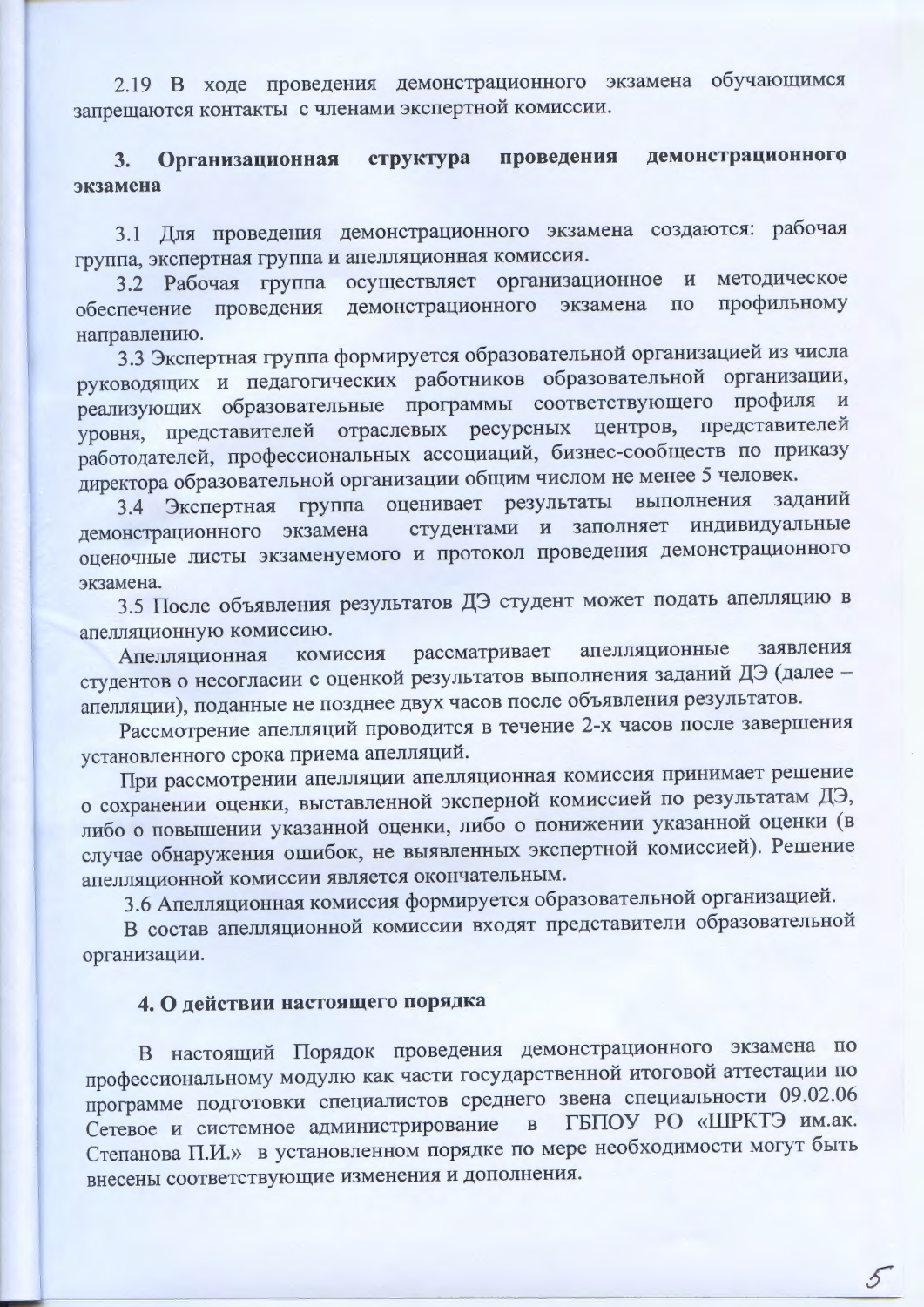2.19 В ходе проведения демонстрационного экзамена обучающимся запрещаются контакты с членами экспертной комиссии.

## 3. Организационная структура проведения демонстрационного экзамена

3.1 Для проведения демонстрационного экзамена создаются: рабочая группа, экспертная группа и апелляционная комиссия.

3.2 Рабочая группа осуществляет организационное и методическое обеспечение проведения демонстрационного экзамена по профильному направлению.

3.3 Экспертная группа формируется образовательной организацией из числа руководящих и педагогических работников образовательной организации, реализующих образовательные программы соответствующего профиля и уровня, представителей отраслевых ресурсных центров, представителей работодателей, профессиональных ассоциаций, бизнес-сообществ по приказу директора образовательной организации общим числом не менее 5 человек.

3.4 Экспертная группа оценивает результаты выполнения заданий демонстрационного экзамена студентами и заполняет индивидуальные оценочные листы экзаменуемого и протокол проведения демонстрационного экзамена.

3.5 После объявления результатов ДЭ студент может подать апелляцию в апелляционную комиссию.

Апелляционная комиссия рассматривает апелляционные заявления студентов о несогласии с оценкой результатов выполнения заданий ДЭ (далее – апелляции), поданные не позднее двух часов после объявления результатов.

Рассмотрение апелляций проводится в течение 2-х часов после завершения установленного срока приема апелляций.

При рассмотрении апелляции апелляционная комиссия принимает решение о сохранении оценки, выставленной эксперной комиссией по результатам ДЭ, либо о повышении указанной оценки, либо о понижении указанной оценки (в случае обнаружения ошибок, не выявленных экспертной комиссией). Решение апелляционной комиссии является окончательным.

3.6 Апелляционная комиссия формируется образовательной организацией.

В состав апелляционной комиссии входят представители образовательной организации.

## 4. О действии настоящего порядка

В настоящий Порядок проведения демонстрационного экзамена по профессиональному модулю как части государственной итоговой аттестации по программе подготовки специалистов среднего звена специальности 09.02.06 Сетевое и системное администрирование в ГБПОУ РО «ШРКТЭ им.ак. Степанова П.И.» в установленном порядке по мере необходимости могут быть внесены соответствующие изменения и дополнения.